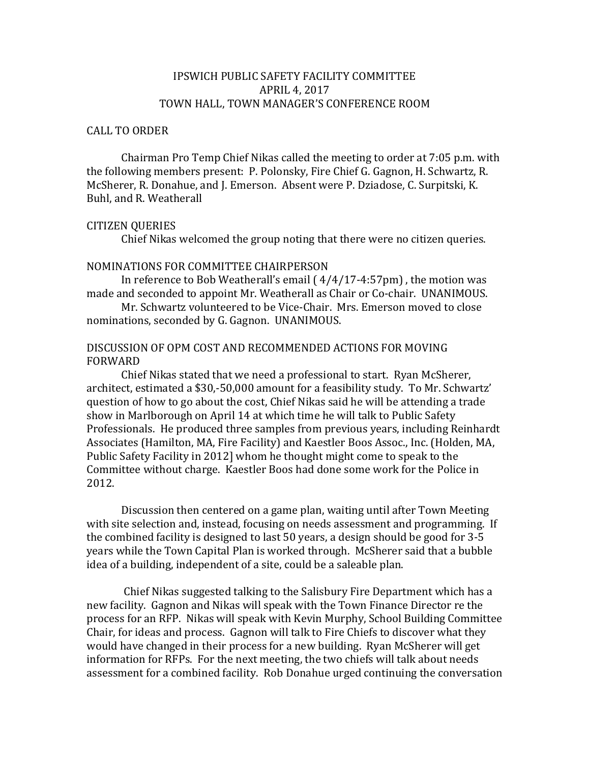IPSWICH PUBLIC SAFETY FACILITY COMMITTEE
APRIL 4, 2017
TOWN HALL, TOWN MANAGER'S CONFERENCE ROOM

CALL TO ORDER

Chairman Pro Temp Chief Nikas called the meeting to order at 7:05 p.m. with the following members present: P. Polonsky, Fire Chief G. Gagnon, H. Schwartz, R. McSherer, R. Donahue, and J. Emerson. Absent were P. Dziadose, C. Surpitski, K. Buhl, and R. Weatherall

CITIZEN QUERIES

Chief Nikas welcomed the group noting that there were no citizen queries.

NOMINATIONS FOR COMMITTEE CHAIRPERSON

In reference to Bob Weatherall's email ( 4/4/17-4:57pm) , the motion was made and seconded to appoint Mr. Weatherall as Chair or Co-chair. UNANIMOUS.

Mr. Schwartz volunteered to be Vice-Chair. Mrs. Emerson moved to close nominations, seconded by G. Gagnon. UNANIMOUS.

DISCUSSION OF OPM COST AND RECOMMENDED ACTIONS FOR MOVING FORWARD

Chief Nikas stated that we need a professional to start. Ryan McSherer, architect, estimated a $30,-50,000 amount for a feasibility study. To Mr. Schwartz' question of how to go about the cost, Chief Nikas said he will be attending a trade show in Marlborough on April 14 at which time he will talk to Public Safety Professionals. He produced three samples from previous years, including Reinhardt Associates (Hamilton, MA, Fire Facility) and Kaestler Boos Assoc., Inc. (Holden, MA, Public Safety Facility in 2012] whom he thought might come to speak to the Committee without charge. Kaestler Boos had done some work for the Police in 2012.

Discussion then centered on a game plan, waiting until after Town Meeting with site selection and, instead, focusing on needs assessment and programming. If the combined facility is designed to last 50 years, a design should be good for 3-5 years while the Town Capital Plan is worked through. McSherer said that a bubble idea of a building, independent of a site, could be a saleable plan.

Chief Nikas suggested talking to the Salisbury Fire Department which has a new facility. Gagnon and Nikas will speak with the Town Finance Director re the process for an RFP. Nikas will speak with Kevin Murphy, School Building Committee Chair, for ideas and process. Gagnon will talk to Fire Chiefs to discover what they would have changed in their process for a new building. Ryan McSherer will get information for RFPs. For the next meeting, the two chiefs will talk about needs assessment for a combined facility. Rob Donahue urged continuing the conversation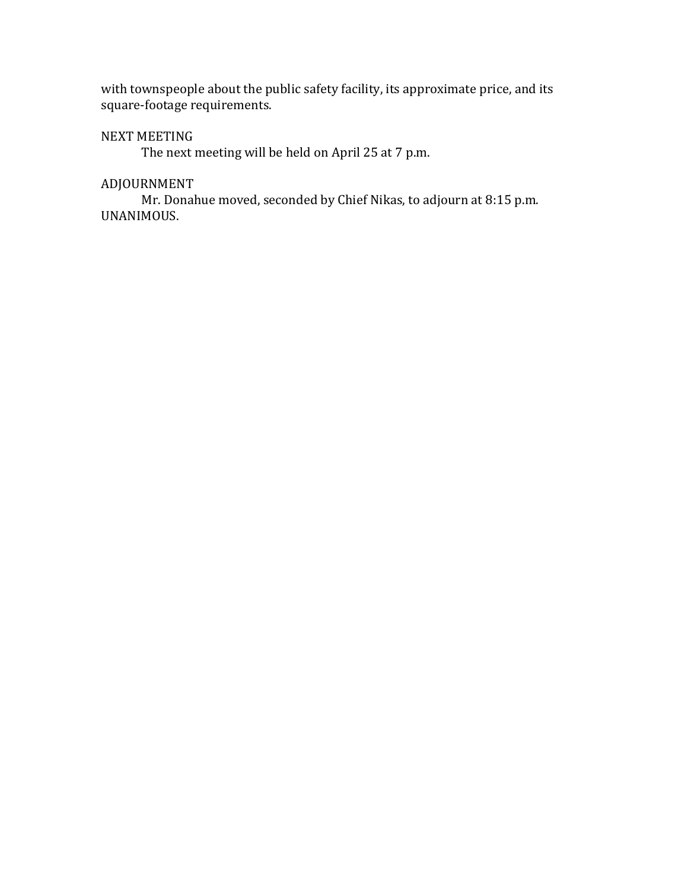with townspeople about the public safety facility, its approximate price, and its square-footage requirements.

NEXT MEETING

The next meeting will be held on April 25 at 7 p.m.

ADJOURNMENT

Mr. Donahue moved, seconded by Chief Nikas, to adjourn at 8:15 p.m. UNANIMOUS.